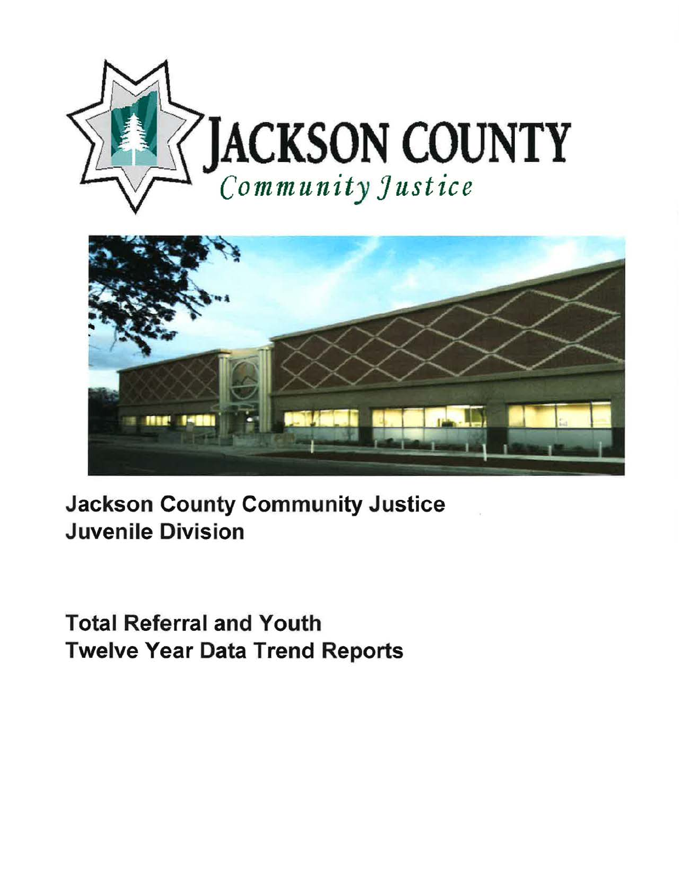# JACKSON COUNTY

*Community Justice*

## Jackson County Community Justice
## Juvenile Division

## Total Referral and Youth
## Twelve Year Data Trend Reports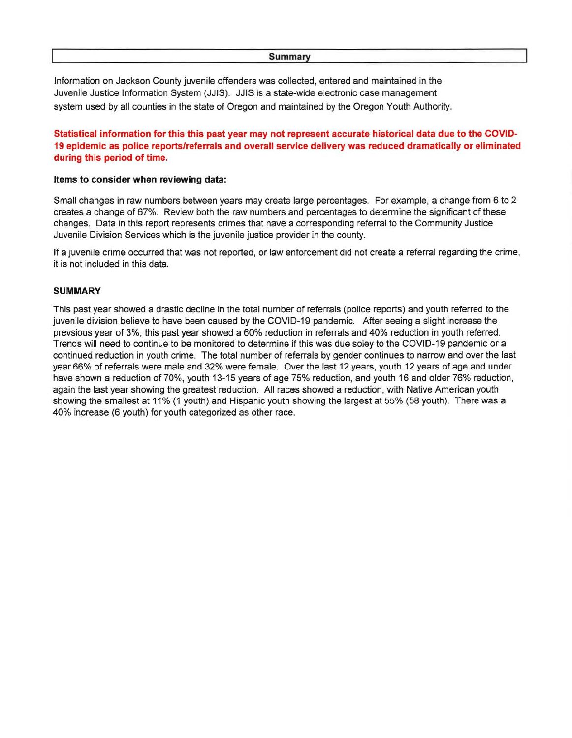## Summary

Information on Jackson County juvenile offenders was collected, entered and maintained in the Juvenile Justice Information System (JJIS). JJIS is a state-wide electronic case management system used by all counties in the state of Oregon and maintained by the Oregon Youth Authority.

**Statistical information for this this past year may not represent accurate historical data due to the COVID-19 epidemic as police reports/referrals and overall service delivery was reduced dramatically or eliminated during this period of time.**

**Items to consider when reviewing data:**

Small changes in raw numbers between years may create large percentages. For example, a change from 6 to 2 creates a change of 67%. Review both the raw numbers and percentages to determine the significant of these changes. Data in this report represents crimes that have a corresponding referral to the Community Justice Juvenile Division Services which is the juvenile justice provider in the county.

If a juvenile crime occurred that was not reported, or law enforcement did not create a referral regarding the crime, it is not included in this data.

### SUMMARY

This past year showed a drastic decline in the total number of referrals (police reports) and youth referred to the juvenile division believe to have been caused by the COVID-19 pandemic. After seeing a slight increase the prevsious year of 3%, this past year showed a 60% reduction in referrals and 40% reduction in youth referred. Trends will need to continue to be monitored to determine if this was due soley to the COVID-19 pandemic or a continued reduction in youth crime. The total number of referrals by gender continues to narrow and over the last year 66% of referrals were male and 32% were female. Over the last 12 years, youth 12 years of age and under have shown a reduction of 70%, youth 13-15 years of age 75% reduction, and youth 16 and older 76% reduction, again the last year showing the greatest reduction. All races showed a reduction, with Native American youth showing the smallest at 11% (1 youth) and Hispanic youth showing the largest at 55% (58 youth). There was a 40% increase (6 youth) for youth categorized as other race.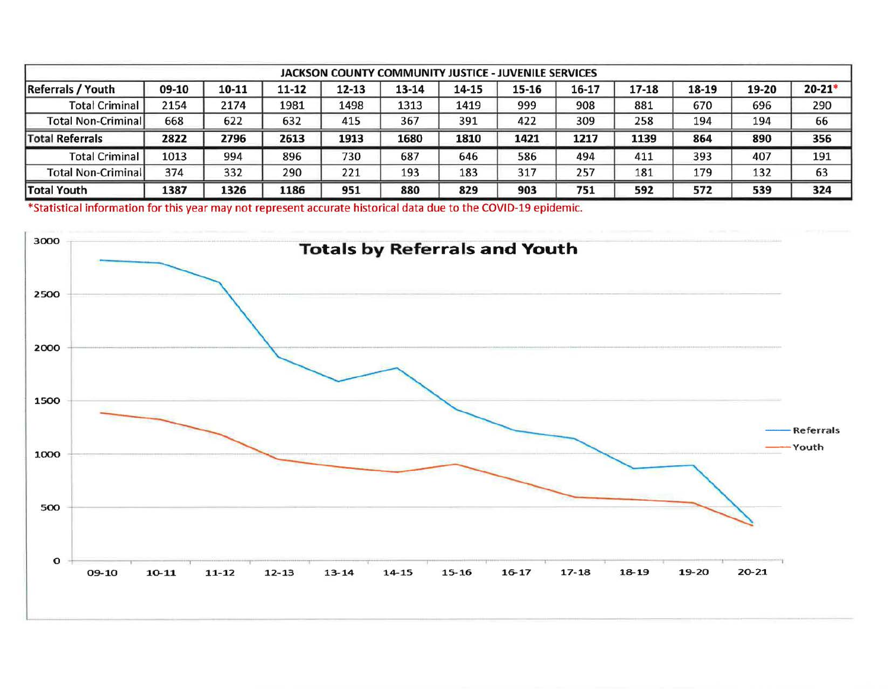| JACKSON COUNTY COMMUNITY JUSTICE - JUVENILE SERVICES | | | | | | | | | | | | |
|---|---|---|---|---|---|---|---|---|---|---|---|---|
| Referrals / Youth | 09-10 | 10-11 | 11-12 | 12-13 | 13-14 | 14-15 | 15-16 | 16-17 | 17-18 | 18-19 | 19-20 | 20-21* |
| Total Criminal | 2154 | 2174 | 1981 | 1498 | 1313 | 1419 | 999 | 908 | 881 | 670 | 696 | 290 |
| Total Non-Criminal | 668 | 622 | 632 | 415 | 367 | 391 | 422 | 309 | 258 | 194 | 194 | 66 |
| **Total Referrals** | **2822** | **2796** | **2613** | **1913** | **1680** | **1810** | **1421** | **1217** | **1139** | **864** | **890** | **356** |
| Total Criminal | 1013 | 994 | 896 | 730 | 687 | 646 | 586 | 494 | 411 | 393 | 407 | 191 |
| Total Non-Criminal | 374 | 332 | 290 | 221 | 193 | 183 | 317 | 257 | 181 | 179 | 132 | 63 |
| **Total Youth** | **1387** | **1326** | **1186** | **951** | **880** | **829** | **903** | **751** | **592** | **572** | **539** | **324** |

*Statistical information for this year may not represent accurate historical data due to the COVID-19 epidemic.

**Totals by Referrals and Youth**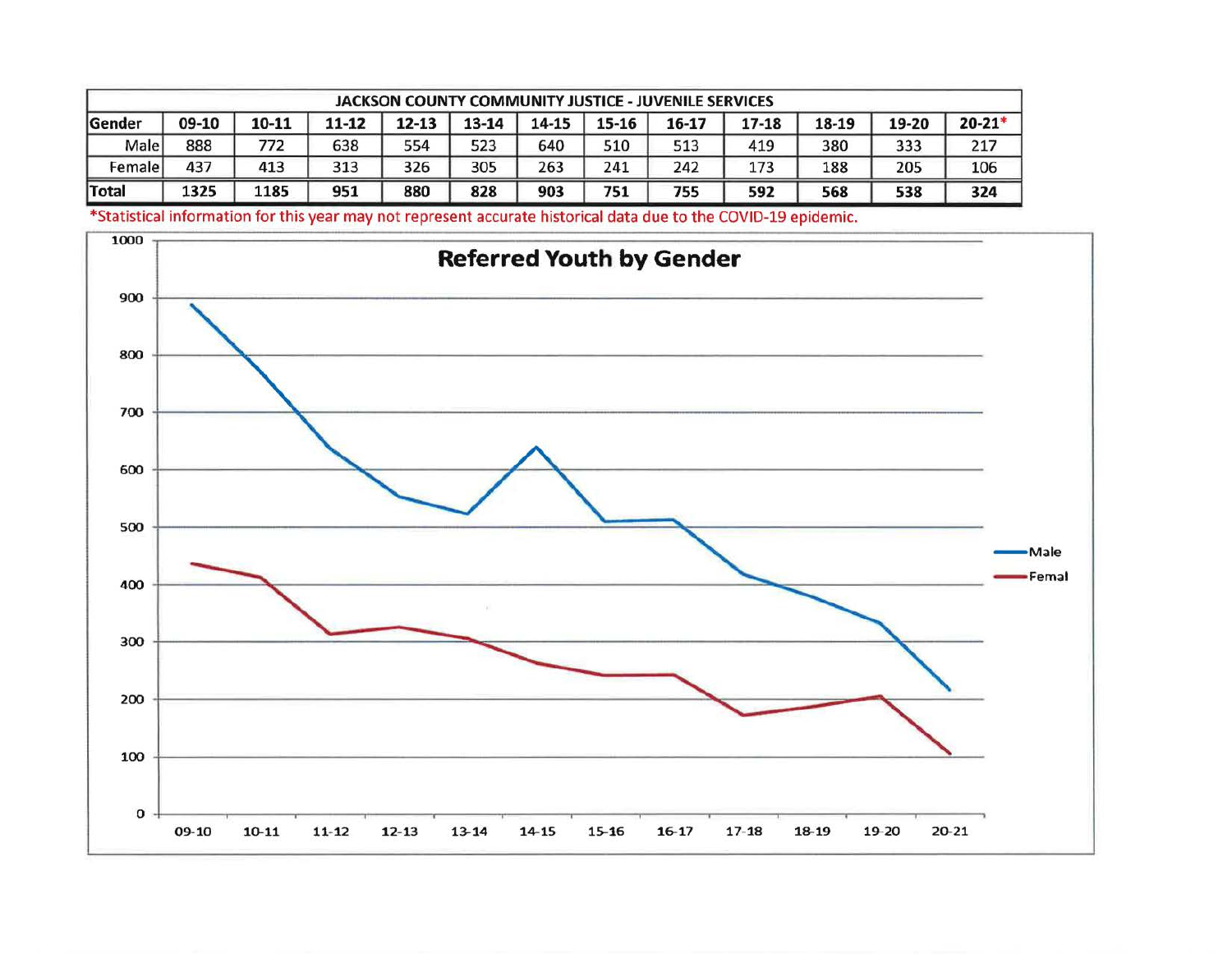| JACKSON COUNTY COMMUNITY JUSTICE - JUVENILE SERVICES | | | | | | | | | | | | |
|---|---|---|---|---|---|---|---|---|---|---|---|---|
| Gender | 09-10 | 10-11 | 11-12 | 12-13 | 13-14 | 14-15 | 15-16 | 16-17 | 17-18 | 18-19 | 19-20 | 20-21* |
| Male | 888 | 772 | 638 | 554 | 523 | 640 | 510 | 513 | 419 | 380 | 333 | 217 |
| Female | 437 | 413 | 313 | 326 | 305 | 263 | 241 | 242 | 173 | 188 | 205 | 106 |
| **Total** | **1325** | **1185** | **951** | **880** | **828** | **903** | **751** | **755** | **592** | **568** | **538** | **324** |

*Statistical information for this year may not represent accurate historical data due to the COVID-19 epidemic.

**Referred Youth by Gender**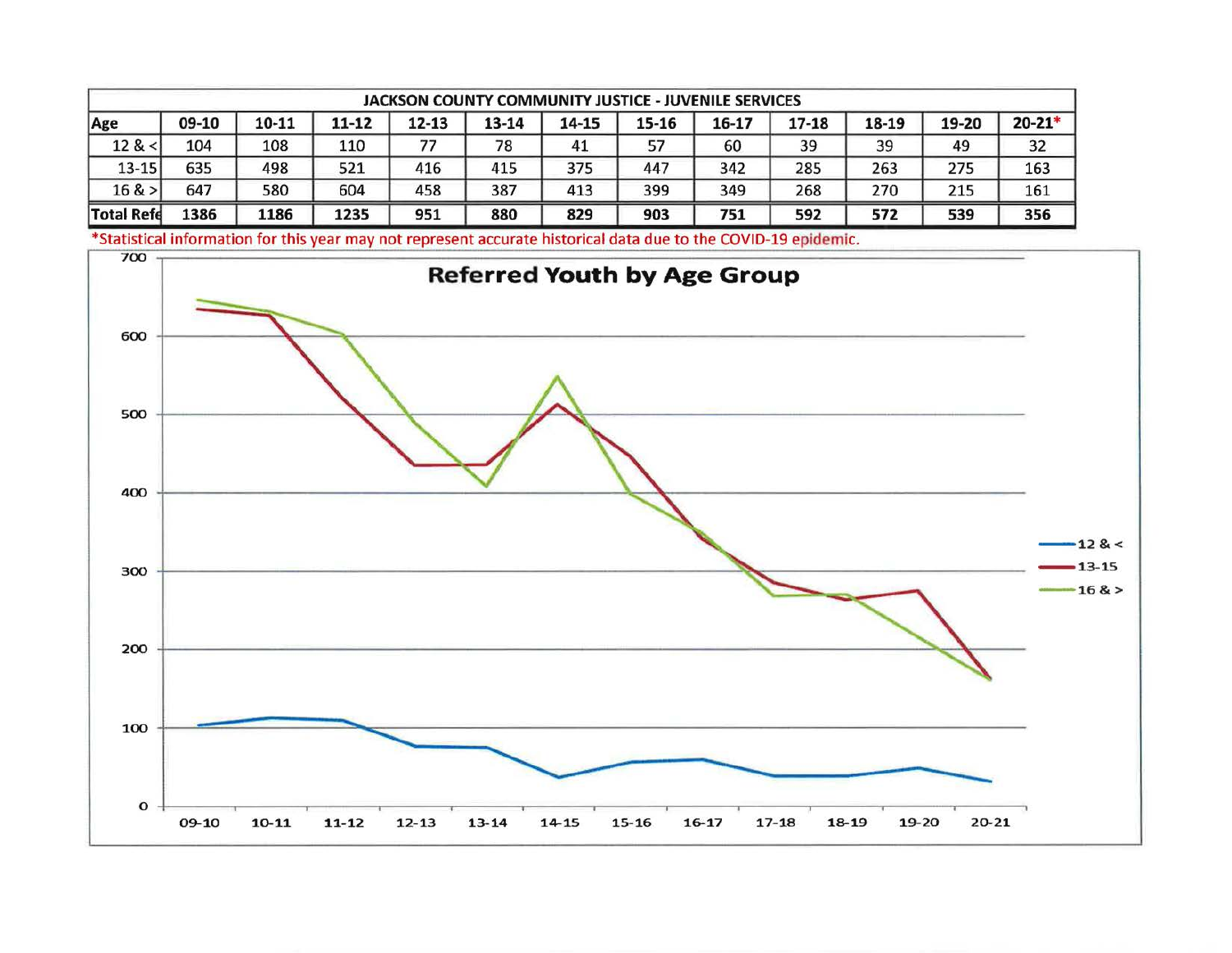| JACKSON COUNTY COMMUNITY JUSTICE - JUVENILE SERVICES | | | | | | | | | | | | |
|---|---|---|---|---|---|---|---|---|---|---|---|---|
| **Age** | **09-10** | **10-11** | **11-12** | **12-13** | **13-14** | **14-15** | **15-16** | **16-17** | **17-18** | **18-19** | **19-20** | **20-21*** |
| 12 & < | 104 | 108 | 110 | 77 | 78 | 41 | 57 | 60 | 39 | 39 | 49 | 32 |
| 13-15 | 635 | 498 | 521 | 416 | 415 | 375 | 447 | 342 | 285 | 263 | 275 | 163 |
| 16 & > | 647 | 580 | 604 | 458 | 387 | 413 | 399 | 349 | 268 | 270 | 215 | 161 |
| **Total Refe** | **1386** | **1186** | **1235** | **951** | **880** | **829** | **903** | **751** | **592** | **572** | **539** | **356** |

*Statistical information for this year may not represent accurate historical data due to the COVID-19 epidemic.

**Referred Youth by Age Group**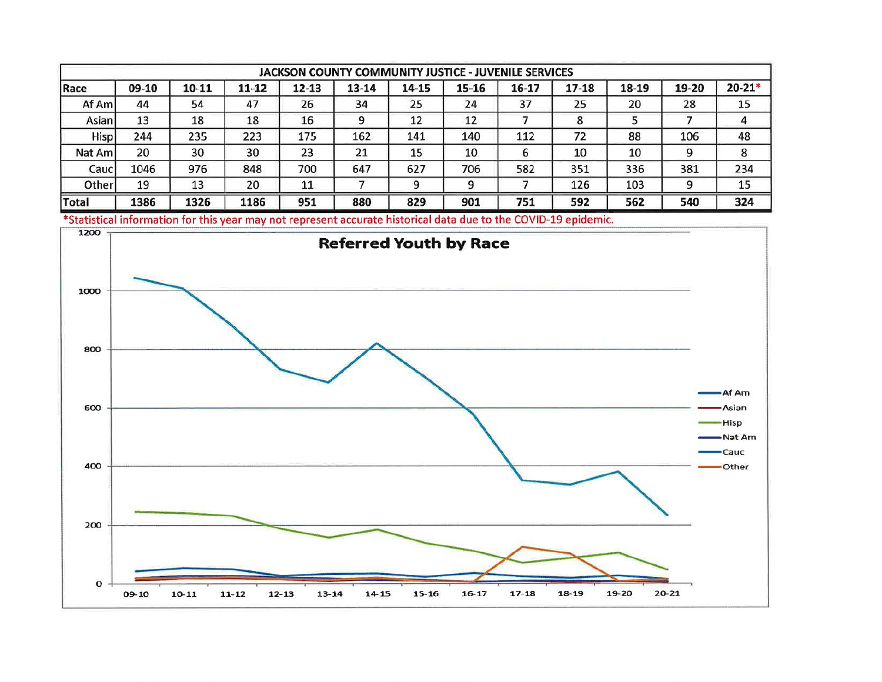| JACKSON COUNTY COMMUNITY JUSTICE - JUVENILE SERVICES | | | | | | | | | | | | |
|---|---|---|---|---|---|---|---|---|---|---|---|---|
| Race | 09-10 | 10-11 | 11-12 | 12-13 | 13-14 | 14-15 | 15-16 | 16-17 | 17-18 | 18-19 | 19-20 | 20-21* |
| Af Am | 44 | 54 | 47 | 26 | 34 | 25 | 24 | 37 | 25 | 20 | 28 | 15 |
| Asian | 13 | 18 | 18 | 16 | 9 | 12 | 12 | 7 | 8 | 5 | 7 | 4 |
| Hisp | 244 | 235 | 223 | 175 | 162 | 141 | 140 | 112 | 72 | 88 | 106 | 48 |
| Nat Am | 20 | 30 | 30 | 23 | 21 | 15 | 10 | 6 | 10 | 10 | 9 | 8 |
| Cauc | 1046 | 976 | 848 | 700 | 647 | 627 | 706 | 582 | 351 | 336 | 381 | 234 |
| Other | 19 | 13 | 20 | 11 | 7 | 9 | 9 | 7 | 126 | 103 | 9 | 15 |
| **Total** | **1386** | **1326** | **1186** | **951** | **880** | **829** | **901** | **751** | **592** | **562** | **540** | **324** |

*Statistical information for this year may not represent accurate historical data due to the COVID-19 epidemic.

**Referred Youth by Race**

1200
1000
800
600
400
200
0

09-10 10-11 11-12 12-13 13-14 14-15 15-16 16-17 17-18 18-19 19-20 20-21

Af Am
Asian
Hisp
Nat Am
Cauc
Other